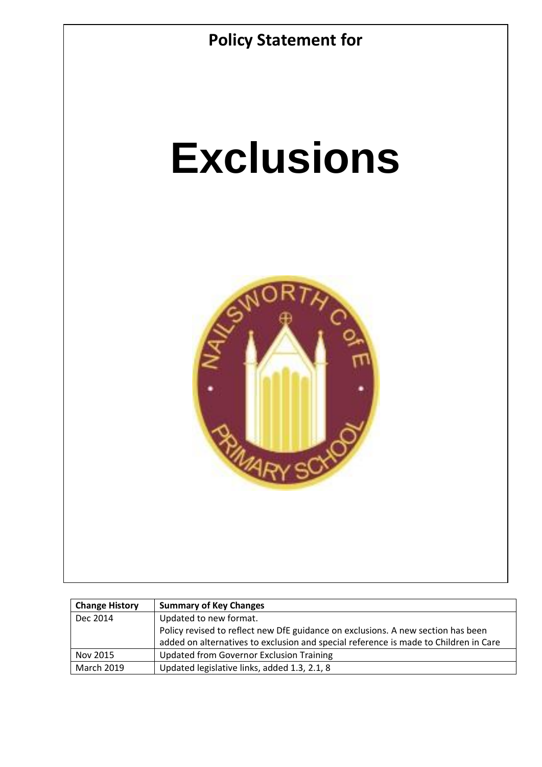**Policy Statement for**

# Exclusions

| Change History | Summary of Key Changes |
|---|---|
| Dec 2014 | Updated to new format. Policy revised to reflect new DfE guidance on exclusions. A new section has been added on alternatives to exclusion and special reference is made to Children in Care |
| Nov 2015 | Updated from Governor Exclusion Training |
| March 2019 | Updated legislative links, added 1.3, 2.1, 8 |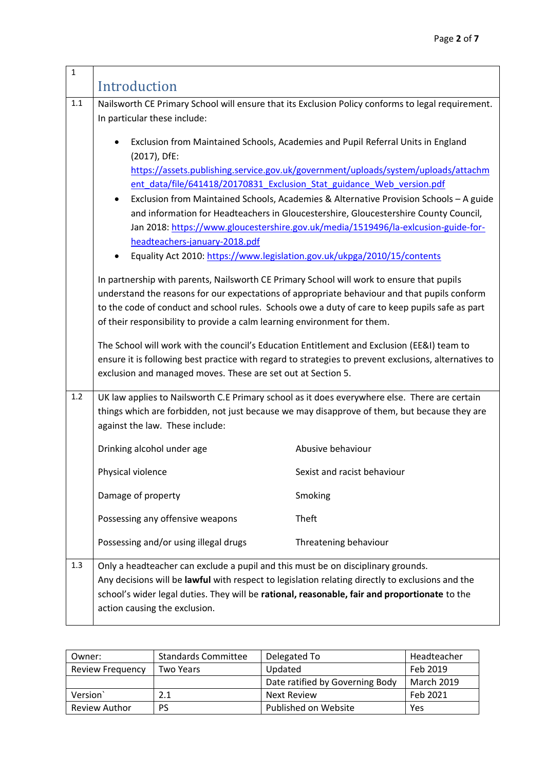## 1 Introduction

**1.1** Nailsworth CE Primary School will ensure that its Exclusion Policy conforms to legal requirement. In particular these include:

- Exclusion from Maintained Schools, Academies and Pupil Referral Units in England (2017), DfE: https://assets.publishing.service.gov.uk/government/uploads/system/uploads/attachment_data/file/641418/20170831_Exclusion_Stat_guidance_Web_version.pdf
- Exclusion from Maintained Schools, Academies & Alternative Provision Schools – A guide and information for Headteachers in Gloucestershire, Gloucestershire County Council, Jan 2018: https://www.gloucestershire.gov.uk/media/1519496/la-exlcusion-guide-for-headteachers-january-2018.pdf
- Equality Act 2010: https://www.legislation.gov.uk/ukpga/2010/15/contents

In partnership with parents, Nailsworth CE Primary School will work to ensure that pupils understand the reasons for our expectations of appropriate behaviour and that pupils conform to the code of conduct and school rules. Schools owe a duty of care to keep pupils safe as part of their responsibility to provide a calm learning environment for them.

The School will work with the council's Education Entitlement and Exclusion (EE&I) team to ensure it is following best practice with regard to strategies to prevent exclusions, alternatives to exclusion and managed moves. These are set out at Section 5.

**1.2** UK law applies to Nailsworth C.E Primary school as it does everywhere else. There are certain things which are forbidden, not just because we may disapprove of them, but because they are against the law. These include:

| | |
|---|---|
| Drinking alcohol under age | Abusive behaviour |
| Physical violence | Sexist and racist behaviour |
| Damage of property | Smoking |
| Possessing any offensive weapons | Theft |
| Possessing and/or using illegal drugs | Threatening behaviour |

**1.3** Only a headteacher can exclude a pupil and this must be on disciplinary grounds. Any decisions will be **lawful** with respect to legislation relating directly to exclusions and the school's wider legal duties. They will be **rational, reasonable, fair and proportionate** to the action causing the exclusion.

| Owner: | Standards Committee | Delegated To | Headteacher |
|---|---|---|---|
| Review Frequency | Two Years | Updated | Feb 2019 |
| | | Date ratified by Governing Body | March 2019 |
| Version` | 2.1 | Next Review | Feb 2021 |
| Review Author | PS | Published on Website | Yes |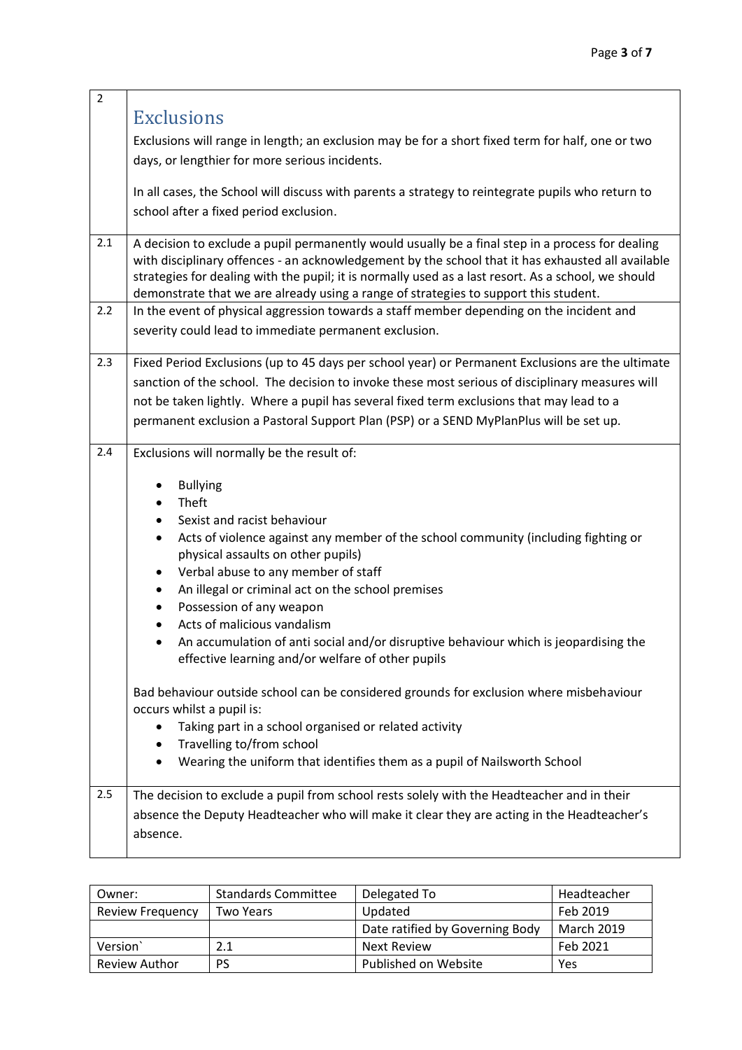| 2 | |
|---|---|
| | **Exclusions** Exclusions will range in length; an exclusion may be for a short fixed term for half, one or two days, or lengthier for more serious incidents. In all cases, the School will discuss with parents a strategy to reintegrate pupils who return to school after a fixed period exclusion. |
| 2.1 | A decision to exclude a pupil permanently would usually be a final step in a process for dealing with disciplinary offences - an acknowledgement by the school that it has exhausted all available strategies for dealing with the pupil; it is normally used as a last resort. As a school, we should demonstrate that we are already using a range of strategies to support this student. |
| 2.2 | In the event of physical aggression towards a staff member depending on the incident and severity could lead to immediate permanent exclusion. |
| 2.3 | Fixed Period Exclusions (up to 45 days per school year) or Permanent Exclusions are the ultimate sanction of the school. The decision to invoke these most serious of disciplinary measures will not be taken lightly. Where a pupil has several fixed term exclusions that may lead to a permanent exclusion a Pastoral Support Plan (PSP) or a SEND MyPlanPlus will be set up. |
| 2.4 | Exclusions will normally be the result of: <br>• Bullying<br>• Theft<br>• Sexist and racist behaviour<br>• Acts of violence against any member of the school community (including fighting or physical assaults on other pupils)<br>• Verbal abuse to any member of staff<br>• An illegal or criminal act on the school premises<br>• Possession of any weapon<br>• Acts of malicious vandalism<br>• An accumulation of anti social and/or disruptive behaviour which is jeopardising the effective learning and/or welfare of other pupils<br><br>Bad behaviour outside school can be considered grounds for exclusion where misbehaviour occurs whilst a pupil is:<br>• Taking part in a school organised or related activity<br>• Travelling to/from school<br>• Wearing the uniform that identifies them as a pupil of Nailsworth School |
| 2.5 | The decision to exclude a pupil from school rests solely with the Headteacher and in their absence the Deputy Headteacher who will make it clear they are acting in the Headteacher's absence. |

| Owner: | Standards Committee | Delegated To | Headteacher |
|---|---|---|---|
| Review Frequency | Two Years | Updated | Feb 2019 |
| | | Date ratified by Governing Body | March 2019 |
| Version` | 2.1 | Next Review | Feb 2021 |
| Review Author | PS | Published on Website | Yes |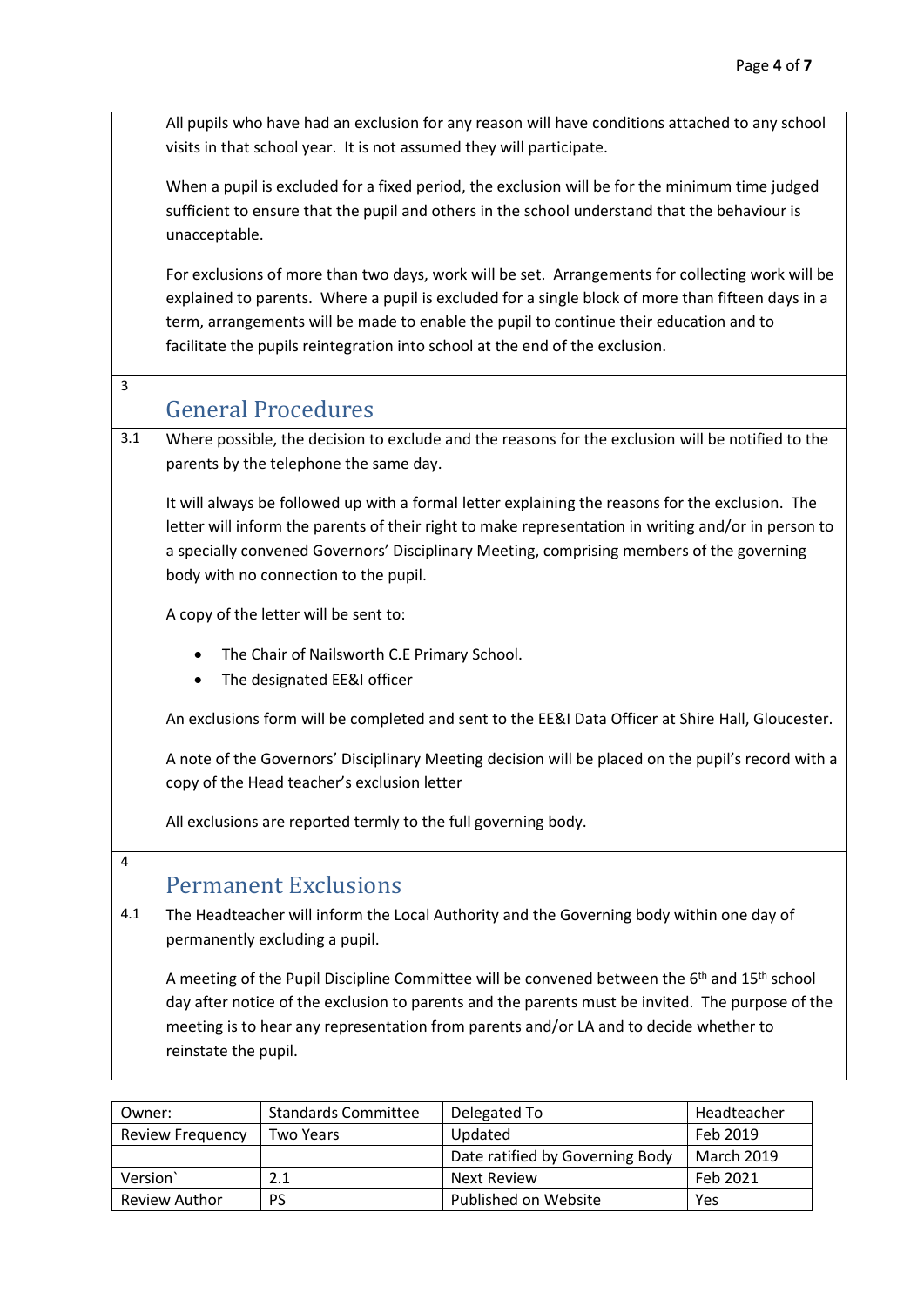All pupils who have had an exclusion for any reason will have conditions attached to any school visits in that school year. It is not assumed they will participate.

When a pupil is excluded for a fixed period, the exclusion will be for the minimum time judged sufficient to ensure that the pupil and others in the school understand that the behaviour is unacceptable.

For exclusions of more than two days, work will be set. Arrangements for collecting work will be explained to parents. Where a pupil is excluded for a single block of more than fifteen days in a term, arrangements will be made to enable the pupil to continue their education and to facilitate the pupils reintegration into school at the end of the exclusion.

## 3 General Procedures

3.1 Where possible, the decision to exclude and the reasons for the exclusion will be notified to the parents by the telephone the same day.

It will always be followed up with a formal letter explaining the reasons for the exclusion. The letter will inform the parents of their right to make representation in writing and/or in person to a specially convened Governors' Disciplinary Meeting, comprising members of the governing body with no connection to the pupil.

A copy of the letter will be sent to:

- The Chair of Nailsworth C.E Primary School.
- The designated EE&I officer

An exclusions form will be completed and sent to the EE&I Data Officer at Shire Hall, Gloucester.

A note of the Governors' Disciplinary Meeting decision will be placed on the pupil's record with a copy of the Head teacher's exclusion letter

All exclusions are reported termly to the full governing body.

## 4 Permanent Exclusions

4.1 The Headteacher will inform the Local Authority and the Governing body within one day of permanently excluding a pupil.

A meeting of the Pupil Discipline Committee will be convened between the 6th and 15th school day after notice of the exclusion to parents and the parents must be invited. The purpose of the meeting is to hear any representation from parents and/or LA and to decide whether to reinstate the pupil.

| Owner: | Standards Committee | Delegated To | Headteacher |
|---|---|---|---|
| Review Frequency | Two Years | Updated | Feb 2019 |
| | | Date ratified by Governing Body | March 2019 |
| Version` | 2.1 | Next Review | Feb 2021 |
| Review Author | PS | Published on Website | Yes |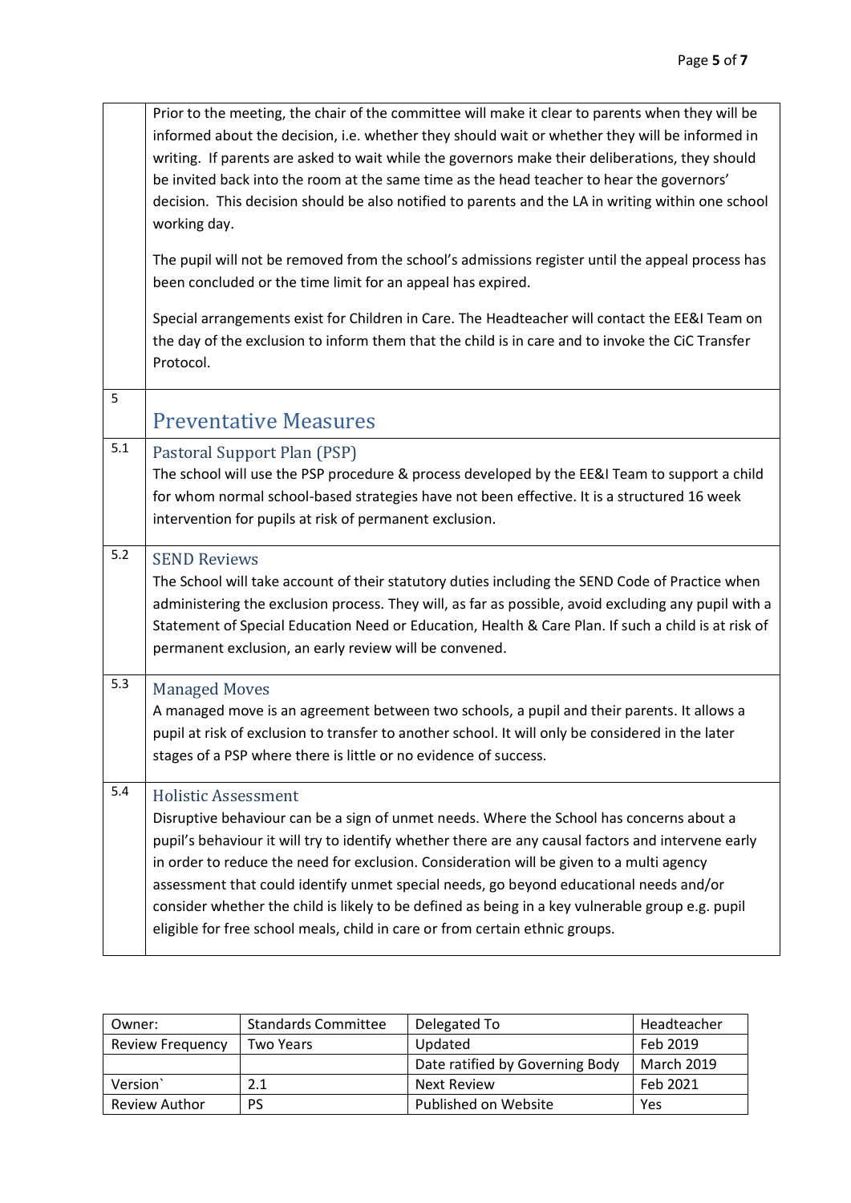Prior to the meeting, the chair of the committee will make it clear to parents when they will be informed about the decision, i.e. whether they should wait or whether they will be informed in writing. If parents are asked to wait while the governors make their deliberations, they should be invited back into the room at the same time as the head teacher to hear the governors' decision. This decision should be also notified to parents and the LA in writing within one school working day.

The pupil will not be removed from the school's admissions register until the appeal process has been concluded or the time limit for an appeal has expired.

Special arrangements exist for Children in Care. The Headteacher will contact the EE&I Team on the day of the exclusion to inform them that the child is in care and to invoke the CiC Transfer Protocol.

## 5 Preventative Measures

### 5.1 Pastoral Support Plan (PSP)

The school will use the PSP procedure & process developed by the EE&I Team to support a child for whom normal school-based strategies have not been effective. It is a structured 16 week intervention for pupils at risk of permanent exclusion.

### 5.2 SEND Reviews

The School will take account of their statutory duties including the SEND Code of Practice when administering the exclusion process. They will, as far as possible, avoid excluding any pupil with a Statement of Special Education Need or Education, Health & Care Plan. If such a child is at risk of permanent exclusion, an early review will be convened.

### 5.3 Managed Moves

A managed move is an agreement between two schools, a pupil and their parents. It allows a pupil at risk of exclusion to transfer to another school. It will only be considered in the later stages of a PSP where there is little or no evidence of success.

### 5.4 Holistic Assessment

Disruptive behaviour can be a sign of unmet needs. Where the School has concerns about a pupil's behaviour it will try to identify whether there are any causal factors and intervene early in order to reduce the need for exclusion. Consideration will be given to a multi agency assessment that could identify unmet special needs, go beyond educational needs and/or consider whether the child is likely to be defined as being in a key vulnerable group e.g. pupil eligible for free school meals, child in care or from certain ethnic groups.

| Owner: | Standards Committee | Delegated To | Headteacher |
|---|---|---|---|
| Review Frequency | Two Years | Updated | Feb 2019 |
| | | Date ratified by Governing Body | March 2019 |
| Version` | 2.1 | Next Review | Feb 2021 |
| Review Author | PS | Published on Website | Yes |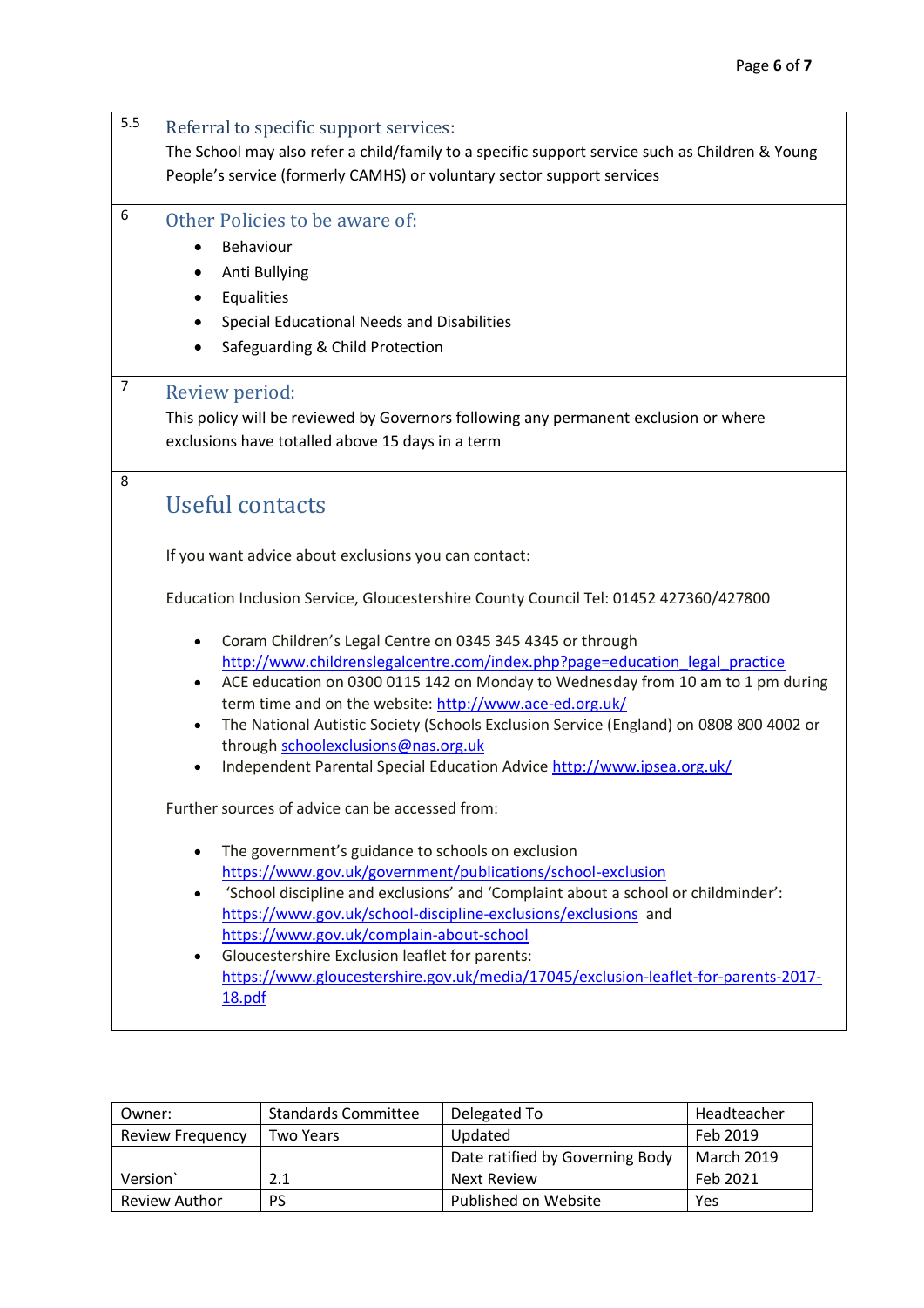## 5.5 Referral to specific support services:

The School may also refer a child/family to a specific support service such as Children & Young People's service (formerly CAMHS) or voluntary sector support services

## 6 Other Policies to be aware of:

- Behaviour
- Anti Bullying
- Equalities
- Special Educational Needs and Disabilities
- Safeguarding & Child Protection

## 7 Review period:

This policy will be reviewed by Governors following any permanent exclusion or where exclusions have totalled above 15 days in a term

## 8 Useful contacts

If you want advice about exclusions you can contact:

Education Inclusion Service, Gloucestershire County Council Tel: 01452 427360/427800

- Coram Children's Legal Centre on 0345 345 4345 or through http://www.childrenslegalcentre.com/index.php?page=education_legal_practice
- ACE education on 0300 0115 142 on Monday to Wednesday from 10 am to 1 pm during term time and on the website: http://www.ace-ed.org.uk/
- The National Autistic Society (Schools Exclusion Service (England) on 0808 800 4002 or through schoolexclusions@nas.org.uk
- Independent Parental Special Education Advice http://www.ipsea.org.uk/

Further sources of advice can be accessed from:

- The government's guidance to schools on exclusion https://www.gov.uk/government/publications/school-exclusion
- 'School discipline and exclusions' and 'Complaint about a school or childminder': https://www.gov.uk/school-discipline-exclusions/exclusions and https://www.gov.uk/complain-about-school
- Gloucestershire Exclusion leaflet for parents: https://www.gloucestershire.gov.uk/media/17045/exclusion-leaflet-for-parents-2017-18.pdf

| Owner: | Standards Committee | Delegated To | Headteacher |
|---|---|---|---|
| Review Frequency | Two Years | Updated | Feb 2019 |
| | | Date ratified by Governing Body | March 2019 |
| Version` | 2.1 | Next Review | Feb 2021 |
| Review Author | PS | Published on Website | Yes |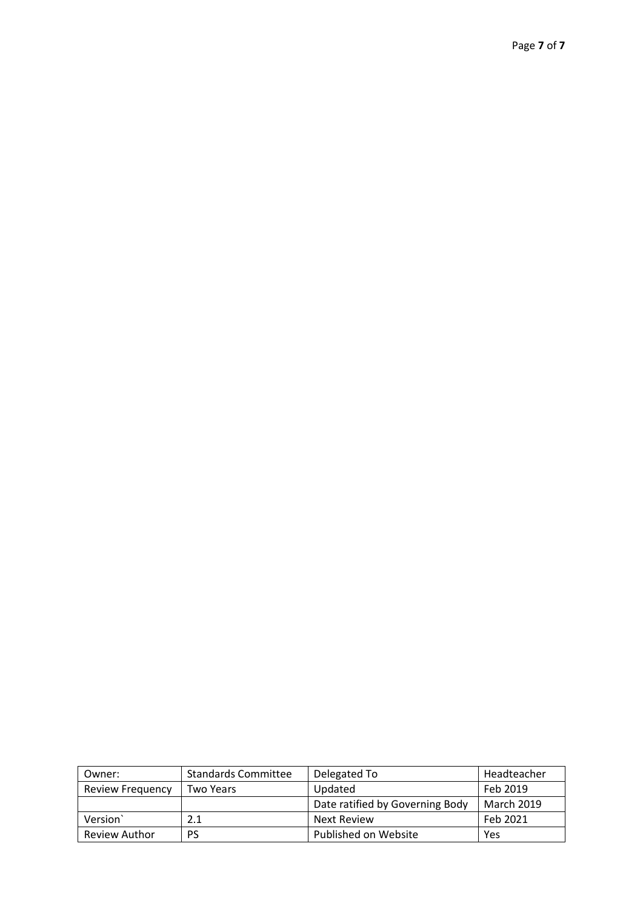| | | | |
|---|---|---|---|
| Owner: | Standards Committee | Delegated To | Headteacher |
| Review Frequency | Two Years | Updated | Feb 2019 |
| | | Date ratified by Governing Body | March 2019 |
| Version` | 2.1 | Next Review | Feb 2021 |
| Review Author | PS | Published on Website | Yes |